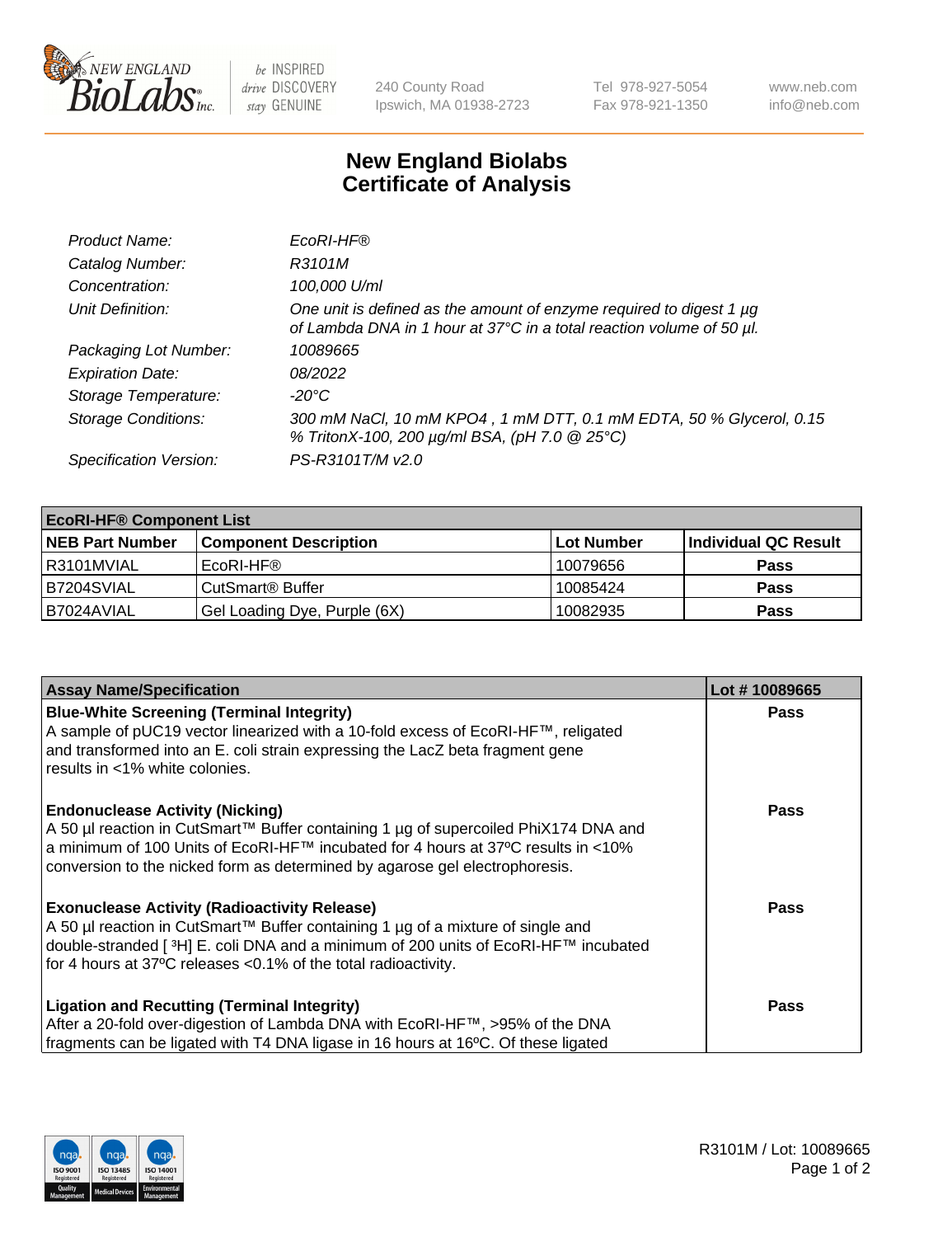# New England Biolabs Certificate of Analysis

| | |
|---|---|
| *Product Name:* | *EcoRI-HF®* |
| *Catalog Number:* | *R3101M* |
| *Concentration:* | *100,000 U/ml* |
| *Unit Definition:* | *One unit is defined as the amount of enzyme required to digest 1 µg of Lambda DNA in 1 hour at 37°C in a total reaction volume of 50 µl.* |
| *Packaging Lot Number:* | *10089665* |
| *Expiration Date:* | *08/2022* |
| *Storage Temperature:* | *-20°C* |
| *Storage Conditions:* | *300 mM NaCl, 10 mM KPO4 , 1 mM DTT, 0.1 mM EDTA, 50 % Glycerol, 0.15 % TritonX-100, 200 µg/ml BSA, (pH 7.0 @ 25°C)* |
| *Specification Version:* | *PS-R3101T/M v2.0* |

| EcoRI-HF® Component List | | | |
|---|---|---|---|
| **NEB Part Number** | **Component Description** | **Lot Number** | **Individual QC Result** |
| R3101MVIAL | EcoRI-HF® | 10079656 | **Pass** |
| B7204SVIAL | CutSmart® Buffer | 10085424 | **Pass** |
| B7024AVIAL | Gel Loading Dye, Purple (6X) | 10082935 | **Pass** |

| Assay Name/Specification | Lot # 10089665 |
|---|---|
| **Blue-White Screening (Terminal Integrity)**<br>A sample of pUC19 vector linearized with a 10-fold excess of EcoRI-HF™, religated and transformed into an E. coli strain expressing the LacZ beta fragment gene results in <1% white colonies. | **Pass** |
| **Endonuclease Activity (Nicking)**<br>A 50 µl reaction in CutSmart™ Buffer containing 1 µg of supercoiled PhiX174 DNA and a minimum of 100 Units of EcoRI-HF™ incubated for 4 hours at 37ºC results in <10% conversion to the nicked form as determined by agarose gel electrophoresis. | **Pass** |
| **Exonuclease Activity (Radioactivity Release)**<br>A 50 µl reaction in CutSmart™ Buffer containing 1 µg of a mixture of single and double-stranded [ $^{3}$H] E. coli DNA and a minimum of 200 units of EcoRI-HF™ incubated for 4 hours at 37ºC releases <0.1% of the total radioactivity. | **Pass** |
| **Ligation and Recutting (Terminal Integrity)**<br>After a 20-fold over-digestion of Lambda DNA with EcoRI-HF™, >95% of the DNA fragments can be ligated with T4 DNA ligase in 16 hours at 16ºC. Of these ligated | **Pass** |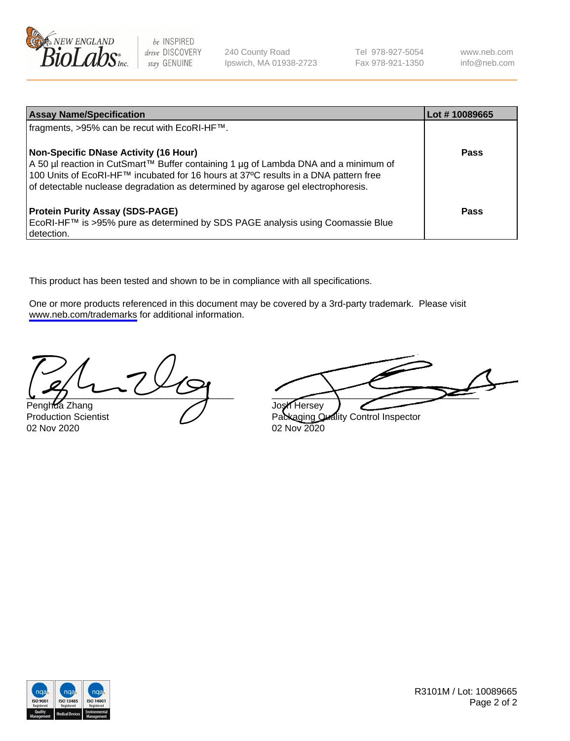| Assay Name/Specification | Lot # 10089665 |
|---|---|
| fragments, >95% can be recut with EcoRI-HF™. | |
| **Non-Specific DNase Activity (16 Hour)**<br>A 50 µl reaction in CutSmart™ Buffer containing 1 µg of Lambda DNA and a minimum of 100 Units of EcoRI-HF™ incubated for 16 hours at 37ºC results in a DNA pattern free of detectable nuclease degradation as determined by agarose gel electrophoresis. | **Pass** |
| **Protein Purity Assay (SDS-PAGE)**<br>EcoRI-HF™ is >95% pure as determined by SDS PAGE analysis using Coomassie Blue detection. | **Pass** |

This product has been tested and shown to be in compliance with all specifications.

One or more products referenced in this document may be covered by a 3rd-party trademark. Please visit www.neb.com/trademarks for additional information.

Penghua Zhang
Production Scientist
02 Nov 2020

Josh Hersey
Packaging Quality Control Inspector
02 Nov 2020

R3101M / Lot: 10089665